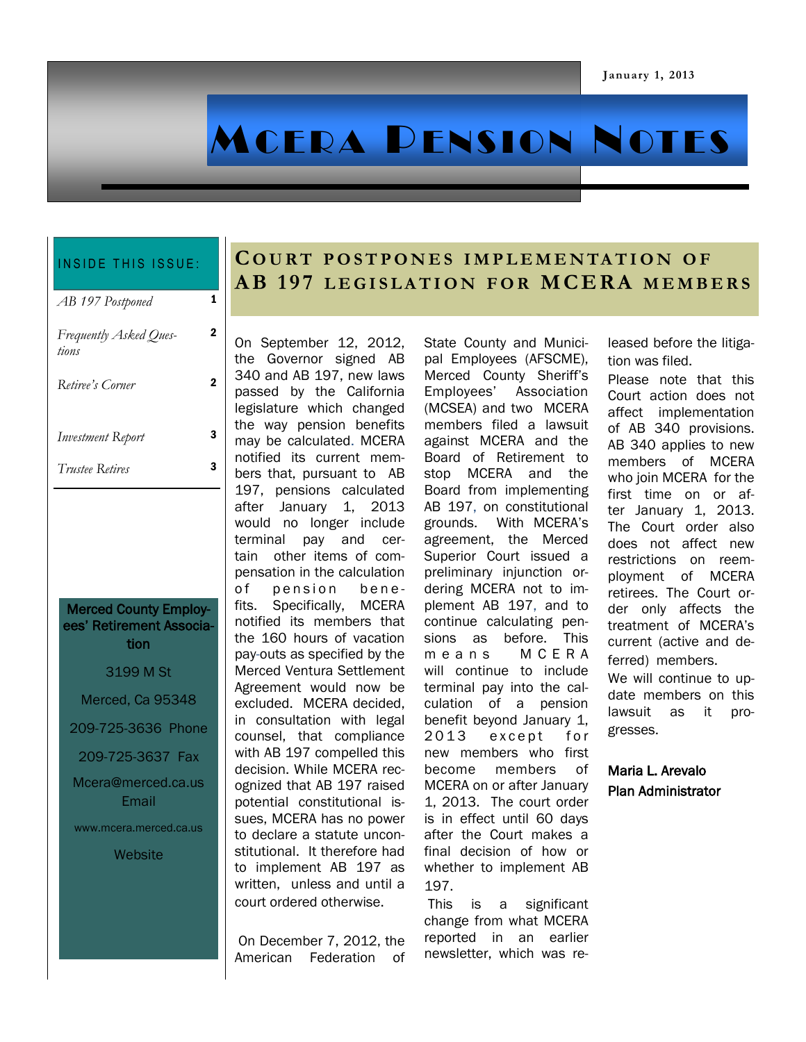January 1, 2013

# MCERA Pension Notes

**INSIDE THIS ISSUE:**

| | |
|---|---|
| *AB 197 Postponed* | 1 |
| *Frequently Asked Questions* | 2 |
| *Retiree's Corner* | 2 |
| *Investment Report* | 3 |
| *Trustee Retires* | 3 |

**Merced County Employees' Retirement Association**

3199 M St

Merced, Ca 95348

209-725-3636 Phone

209-725-3637 Fax

Mcera@merced.ca.us Email

www.mcera.merced.ca.us Website

## Court postpones implementation of AB 197 legislation for MCERA members

On September 12, 2012, the Governor signed AB 340 and AB 197, new laws passed by the California legislature which changed the way pension benefits may be calculated. MCERA notified its current members that, pursuant to AB 197, pensions calculated after January 1, 2013 would no longer include terminal pay and certain other items of compensation in the calculation of pension benefits. Specifically, MCERA notified its members that the 160 hours of vacation pay-outs as specified by the Merced Ventura Settlement Agreement would now be excluded. MCERA decided, in consultation with legal counsel, that compliance with AB 197 compelled this decision. While MCERA recognized that AB 197 raised potential constitutional issues, MCERA has no power to declare a statute unconstitutional. It therefore had to implement AB 197 as written, unless and until a court ordered otherwise.

On December 7, 2012, the American Federation of State County and Municipal Employees (AFSCME), Merced County Sheriff's Employees' Association (MCSEA) and two MCERA members filed a lawsuit against MCERA and the Board of Retirement to stop MCERA and the Board from implementing AB 197, on constitutional grounds. With MCERA's agreement, the Merced Superior Court issued a preliminary injunction ordering MCERA not to implement AB 197, and to continue calculating pensions as before. This means MCERA will continue to include terminal pay into the calculation of a pension benefit beyond January 1, 2013 except for new members who first become members of MCERA on or after January 1, 2013. The court order is in effect until 60 days after the Court makes a final decision of how or whether to implement AB 197.

This is a significant change from what MCERA reported in an earlier newsletter, which was released before the litigation was filed.

Please note that this Court action does not affect implementation of AB 340 provisions. AB 340 applies to new members of MCERA who join MCERA for the first time on or after January 1, 2013. The Court order also does not affect new restrictions on reemployment of MCERA retirees. The Court order only affects the treatment of MCERA's current (active and deferred) members.

We will continue to update members on this lawsuit as it progresses.

Maria L. Arevalo
Plan Administrator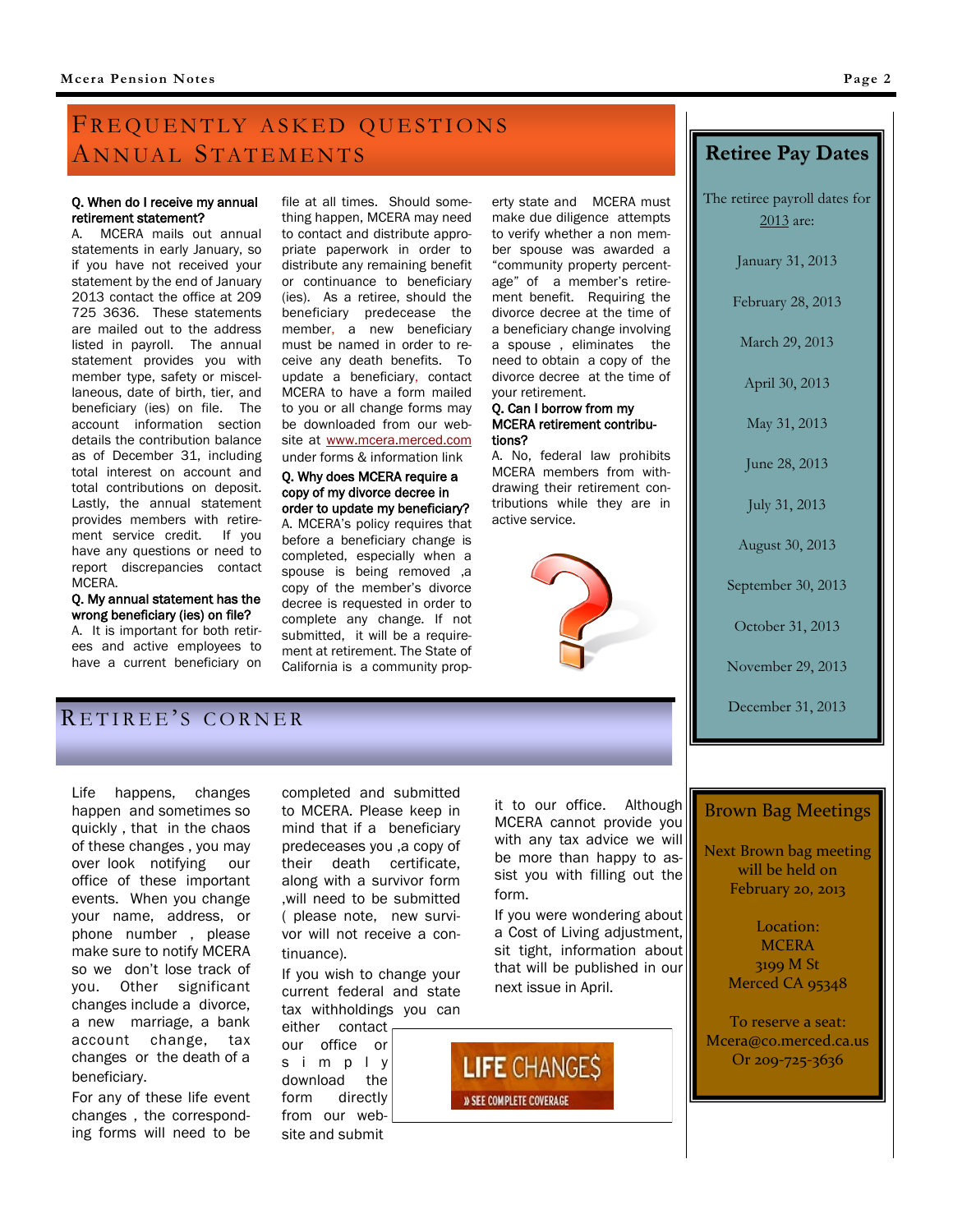## FREQUENTLY ASKED QUESTIONS ANNUAL STATEMENTS

**Q. When do I receive my annual retirement statement?**

A. MCERA mails out annual statements in early January, so if you have not received your statement by the end of January 2013 contact the office at 209 725 3636. These statements are mailed out to the address listed in payroll. The annual statement provides you with member type, safety or miscellaneous, date of birth, tier, and beneficiary (ies) on file. The account information section details the contribution balance as of December 31, including total interest on account and total contributions on deposit. Lastly, the annual statement provides members with retirement service credit. If you have any questions or need to report discrepancies contact MCERA.

**Q. My annual statement has the wrong beneficiary (ies) on file?**

A. It is important for both retirees and active employees to have a current beneficiary on file at all times. Should something happen, MCERA may need to contact and distribute appropriate paperwork in order to distribute any remaining benefit or continuance to beneficiary (ies). As a retiree, should the beneficiary predecease the member, a new beneficiary must be named in order to receive any death benefits. To update a beneficiary, contact MCERA to have a form mailed to you or all change forms may be downloaded from our website at www.mcera.merced.com under forms & information link

**Q. Why does MCERA require a copy of my divorce decree in order to update my beneficiary?**

A. MCERA's policy requires that before a beneficiary change is completed, especially when a spouse is being removed ,a copy of the member's divorce decree is requested in order to complete any change. If not submitted, it will be a requirement at retirement. The State of California is a community property state and MCERA must make due diligence attempts to verify whether a non member spouse was awarded a "community property percentage" of a member's retirement benefit. Requiring the divorce decree at the time of a beneficiary change involving a spouse , eliminates the need to obtain a copy of the divorce decree at the time of your retirement.

**Q. Can I borrow from my MCERA retirement contributions?**

A. No, federal law prohibits MCERA members from withdrawing their retirement contributions while they are in active service.

## RETIREE'S CORNER

Life happens, changes happen and sometimes so quickly , that in the chaos of these changes , you may over look notifying our office of these important events. When you change your name, address, or phone number , please make sure to notify MCERA so we don't lose track of you. Other significant changes include a divorce, a new marriage, a bank account change, tax changes or the death of a beneficiary.

For any of these life event changes , the corresponding forms will need to be completed and submitted to MCERA. Please keep in mind that if a beneficiary predeceases you ,a copy of their death certificate, along with a survivor form ,will need to be submitted ( please note, new survivor will not receive a continuance).

If you wish to change your current federal and state tax withholdings you can either contact our office or simply download the form directly from our website and submit it to our office. Although MCERA cannot provide you with any tax advice we will be more than happy to assist you with filling out the form.

If you were wondering about a Cost of Living adjustment, sit tight, information about that will be published in our next issue in April.

LIFE CHANGE$
» SEE COMPLETE COVERAGE

## Retiree Pay Dates

The retiree payroll dates for 2013 are:

January 31, 2013

February 28, 2013

March 29, 2013

April 30, 2013

May 31, 2013

June 28, 2013

July 31, 2013

August 30, 2013

September 30, 2013

October 31, 2013

November 29, 2013

December 31, 2013

## Brown Bag Meetings

Next Brown bag meeting will be held on February 20, 2013

Location:
MCERA
3199 M St
Merced CA 95348

To reserve a seat:
Mcera@co.merced.ca.us
Or 209-725-3636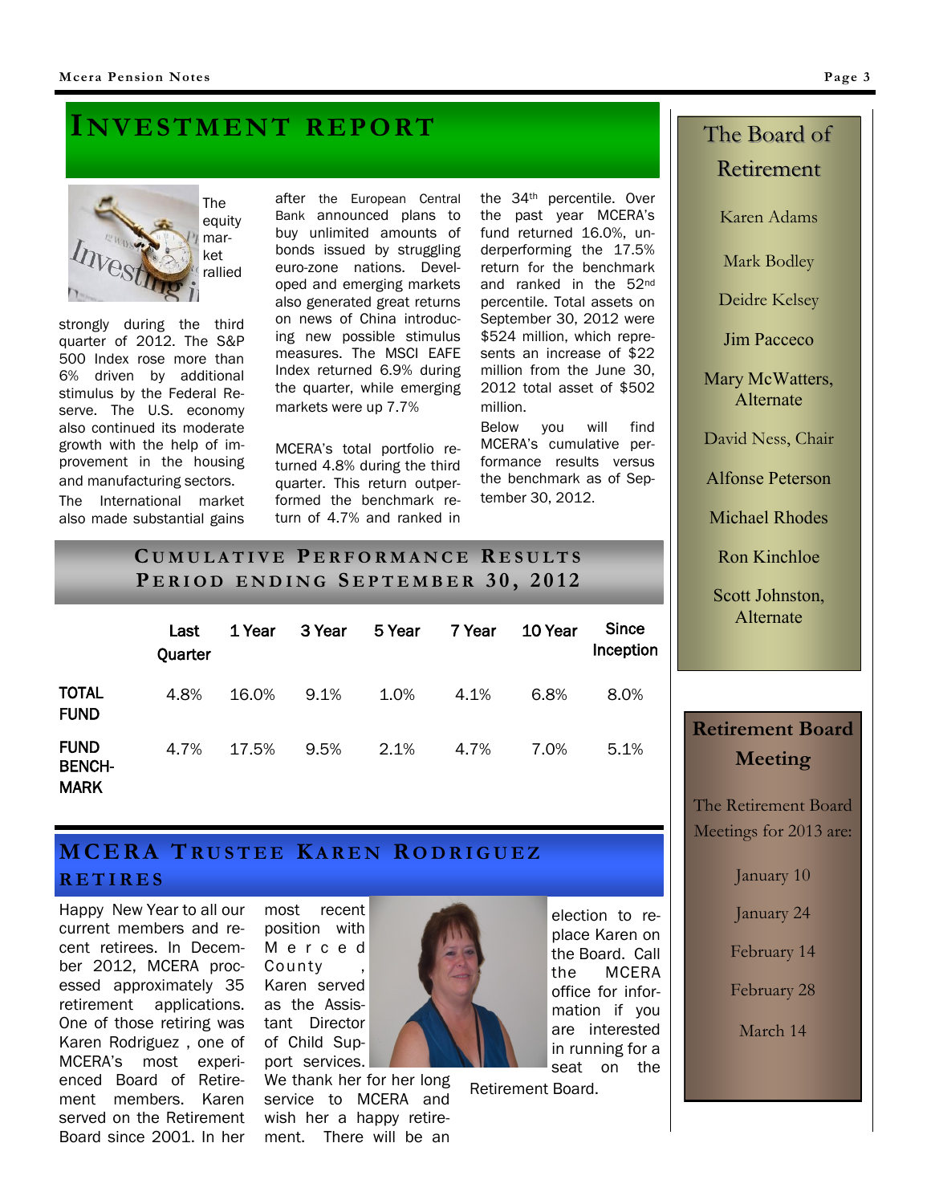# INVESTMENT REPORT

The equity market rallied strongly during the third quarter of 2012. The S&P 500 Index rose more than 6% driven by additional stimulus by the Federal Reserve. The U.S. economy also continued its moderate growth with the help of improvement in the housing and manufacturing sectors.

The International market also made substantial gains after the European Central Bank announced plans to buy unlimited amounts of bonds issued by struggling euro-zone nations. Developed and emerging markets also generated great returns on news of China introducing new possible stimulus measures. The MSCI EAFE Index returned 6.9% during the quarter, while emerging markets were up 7.7%

MCERA's total portfolio returned 4.8% during the third quarter. This return outperformed the benchmark return of 4.7% and ranked in the 34th percentile. Over the past year MCERA's fund returned 16.0%, underperforming the 17.5% return for the benchmark and ranked in the 52nd percentile. Total assets on September 30, 2012 were $524 million, which represents an increase of $22 million from the June 30, 2012 total asset of $502 million.

Below you will find MCERA's cumulative performance results versus the benchmark as of September 30, 2012.

## CUMULATIVE PERFORMANCE RESULTS PERIOD ENDING SEPTEMBER 30, 2012

| | Last Quarter | 1 Year | 3 Year | 5 Year | 7 Year | 10 Year | Since Inception |
|---|---|---|---|---|---|---|---|
| TOTAL FUND | 4.8% | 16.0% | 9.1% | 1.0% | 4.1% | 6.8% | 8.0% |
| FUND BENCHMARK | 4.7% | 17.5% | 9.5% | 2.1% | 4.7% | 7.0% | 5.1% |

## MCERA TRUSTEE KAREN RODRIGUEZ RETIRES

Happy New Year to all our current members and recent retirees. In December 2012, MCERA processed approximately 35 retirement applications. One of those retiring was Karen Rodriguez , one of MCERA's most experienced Board of Retirement members. Karen served on the Retirement Board since 2001. In her most recent position with Merced County, Karen served as the Assistant Director of Child Support services. We thank her for her long service to MCERA and wish her a happy retirement. There will be an election to replace Karen on the Board. Call the MCERA office for information if you are interested in running for a seat on the Retirement Board.

## The Board of Retirement

Karen Adams

Mark Bodley

Deidre Kelsey

Jim Pacceco

Mary McWatters, Alternate

David Ness, Chair

Alfonse Peterson

Michael Rhodes

Ron Kinchloe

Scott Johnston, Alternate

## Retirement Board Meeting

The Retirement Board Meetings for 2013 are:

January 10

January 24

February 14

February 28

March 14